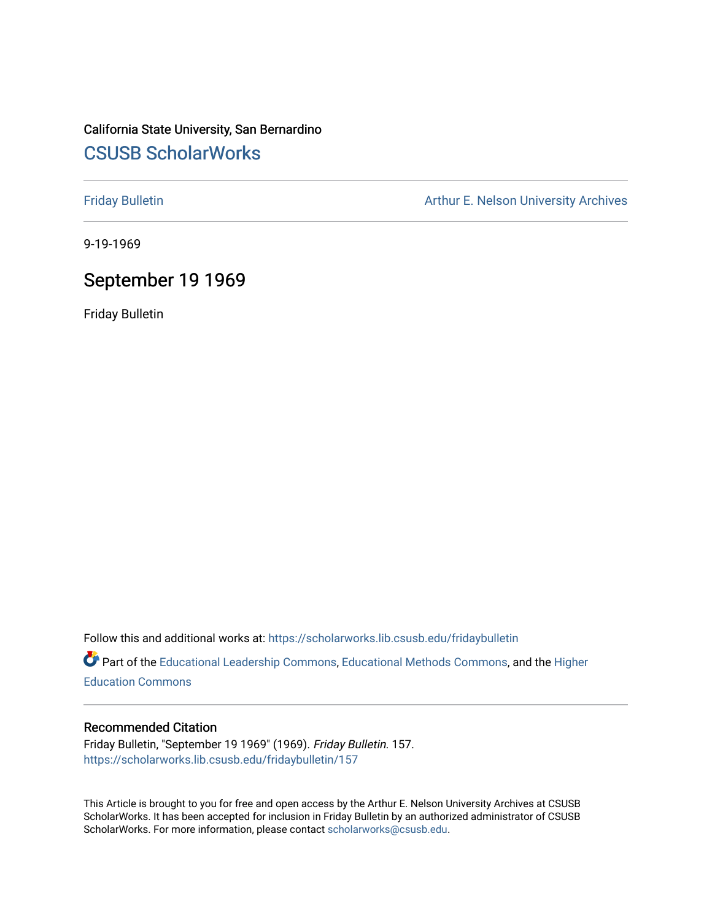California State University, San Bernardino

# CSUSB ScholarWorks

Friday Bulletin

Arthur E. Nelson University Archives

9-19-1969

## September 19 1969

Friday Bulletin

Follow this and additional works at: https://scholarworks.lib.csusb.edu/fridaybulletin

Part of the Educational Leadership Commons, Educational Methods Commons, and the Higher Education Commons

### Recommended Citation

Friday Bulletin, "September 19 1969" (1969). *Friday Bulletin*. 157.
https://scholarworks.lib.csusb.edu/fridaybulletin/157

This Article is brought to you for free and open access by the Arthur E. Nelson University Archives at CSUSB ScholarWorks. It has been accepted for inclusion in Friday Bulletin by an authorized administrator of CSUSB ScholarWorks. For more information, please contact scholarworks@csusb.edu.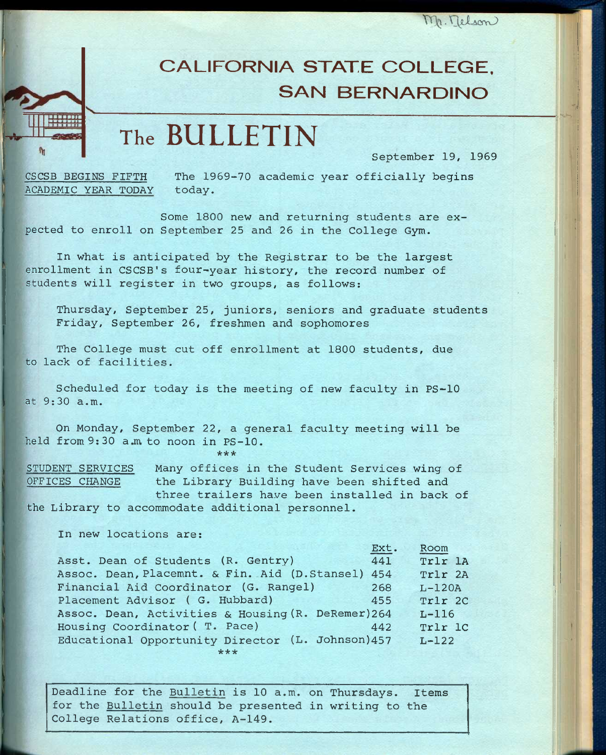Mr. Nelson

# CALIFORNIA STATE COLLEGE, SAN BERNARDINO

# The BULLETIN

September 19, 1969

CSCSB BEGINS FIFTH ACADEMIC YEAR TODAY

The 1969-70 academic year officially begins today.

Some 1800 new and returning students are expected to enroll on September 25 and 26 in the College Gym.

In what is anticipated by the Registrar to be the largest enrollment in CSCSB's four-year history, the record number of students will register in two groups, as follows:

Thursday, September 25, juniors, seniors and graduate students
Friday, September 26, freshmen and sophomores

The College must cut off enrollment at 1800 students, due to lack of facilities.

Scheduled for today is the meeting of new faculty in PS-10 at 9:30 a.m.

On Monday, September 22, a general faculty meeting will be held from 9:30 a.m to noon in PS-10.

***

STUDENT SERVICES OFFICES CHANGE

Many offices in the Student Services wing of the Library Building have been shifted and three trailers have been installed in back of the Library to accommodate additional personnel.

In new locations are:

| | Ext. | Room |
|---|---|---|
| Asst. Dean of Students (R. Gentry) | 441 | Trlr 1A |
| Assoc. Dean, Placemnt. & Fin. Aid (D.Stansel) | 454 | Trlr 2A |
| Financial Aid Coordinator (G. Rangel) | 268 | L-120A |
| Placement Advisor ( G. Hubbard) | 455 | Trlr 2C |
| Assoc. Dean, Activities & Housing (R. DeRemer) | 264 | L-116 |
| Housing Coordinator ( T. Pace) | 442 | Trlr 1C |
| Educational Opportunity Director (L. Johnson) | 457 | L-122 |

***

Deadline for the Bulletin is 10 a.m. on Thursdays. Items for the Bulletin should be presented in writing to the College Relations office, A-149.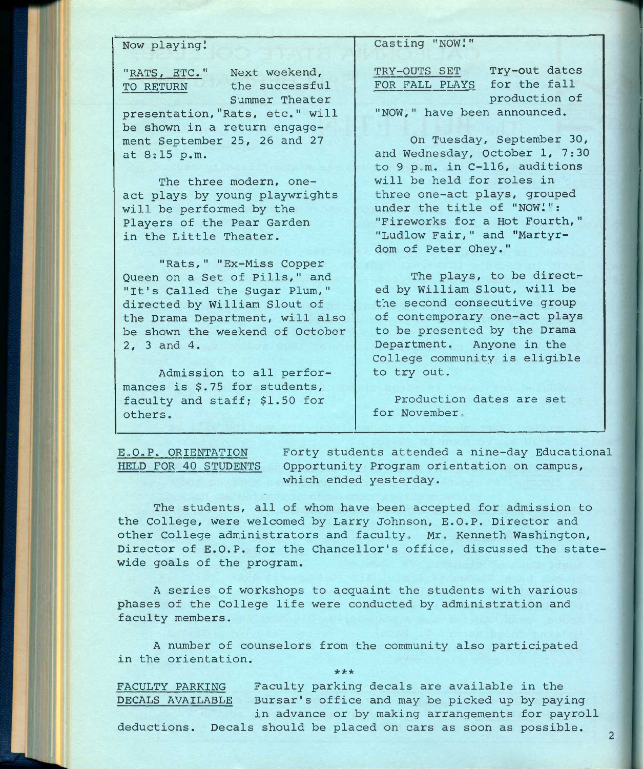Now playing!

**"RATS, ETC." TO RETURN**

Next weekend, the successful Summer Theater presentation, "Rats, etc." will be shown in a return engagement September 25, 26 and 27 at 8:15 p.m.

The three modern, one-act plays by young playwrights will be performed by the Players of the Pear Garden in the Little Theater.

"Rats," "Ex-Miss Copper Queen on a Set of Pills," and "It's Called the Sugar Plum," directed by William Slout of the Drama Department, will also be shown the weekend of October 2, 3 and 4.

Admission to all performances is $.75 for students, faculty and staff; $1.50 for others.

Casting "NOW!"

**TRY-OUTS SET FOR FALL PLAYS**

Try-out dates for the fall production of "NOW," have been announced.

On Tuesday, September 30, and Wednesday, October 1, 7:30 to 9 p.m. in C-116, auditions will be held for roles in three one-act plays, grouped under the title of "NOW!": "Fireworks for a Hot Fourth," "Ludlow Fair," and "Martyrdom of Peter Ohey."

The plays, to be directed by William Slout, will be the second consecutive group of contemporary one-act plays to be presented by the Drama Department. Anyone in the College community is eligible to try out.

Production dates are set for November.

**E.O.P. ORIENTATION HELD FOR 40 STUDENTS**

Forty students attended a nine-day Educational Opportunity Program orientation on campus, which ended yesterday.

The students, all of whom have been accepted for admission to the College, were welcomed by Larry Johnson, E.O.P. Director and other College administrators and faculty. Mr. Kenneth Washington, Director of E.O.P. for the Chancellor's office, discussed the statewide goals of the program.

A series of workshops to acquaint the students with various phases of the College life were conducted by administration and faculty members.

A number of counselors from the community also participated in the orientation.

***

**FACULTY PARKING DECALS AVAILABLE**

Faculty parking decals are available in the Bursar's office and may be picked up by paying in advance or by making arrangements for payroll deductions. Decals should be placed on cars as soon as possible.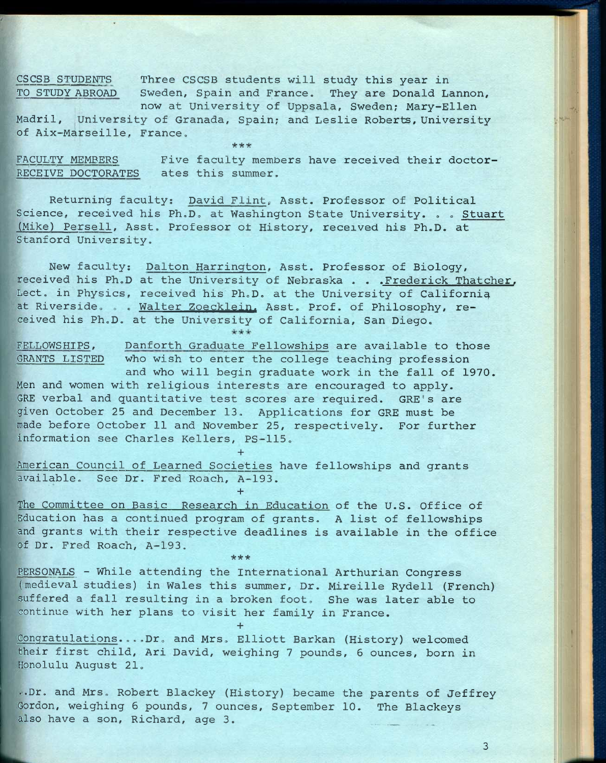**CSCSB STUDENTS TO STUDY ABROAD** Three CSCSB students will study this year in Sweden, Spain and France. They are Donald Lannon, now at University of Uppsala, Sweden; Mary-Ellen Madril, University of Granada, Spain; and Leslie Roberts, University of Aix-Marseille, France.

\*\*\*

**FACULTY MEMBERS RECEIVE DOCTORATES** Five faculty members have received their doctorates this summer.

Returning faculty: David Flint, Asst. Professor of Political Science, received his Ph.D. at Washington State University. . . Stuart (Mike) Persell, Asst. Professor of History, received his Ph.D. at Stanford University.

New faculty: Dalton Harrington, Asst. Professor of Biology, received his Ph.D at the University of Nebraska . . . Frederick Thatcher, Lect. in Physics, received his Ph.D. at the University of California at Riverside. . . Walter Zoecklein, Asst. Prof. of Philosophy, received his Ph.D. at the University of California, San Diego.

\*\*\*

**FELLOWSHIPS, GRANTS LISTED** Danforth Graduate Fellowships are available to those who wish to enter the college teaching profession and who will begin graduate work in the fall of 1970. Men and women with religious interests are encouraged to apply. GRE verbal and quantitative test scores are required. GRE's are given October 25 and December 13. Applications for GRE must be made before October 11 and November 25, respectively. For further information see Charles Kellers, PS-115.

+

American Council of Learned Societies have fellowships and grants available. See Dr. Fred Roach, A-193.

+

The Committee on Basic Research in Education of the U.S. Office of Education has a continued program of grants. A list of fellowships and grants with their respective deadlines is available in the office of Dr. Fred Roach, A-193.

\*\*\*

**PERSONALS** - While attending the International Arthurian Congress (medieval studies) in Wales this summer, Dr. Mireille Rydell (French) suffered a fall resulting in a broken foot. She was later able to continue with her plans to visit her family in France.

+

Congratulations....Dr. and Mrs. Elliott Barkan (History) welcomed their first child, Ari David, weighing 7 pounds, 6 ounces, born in Honolulu August 21.

..Dr. and Mrs. Robert Blackey (History) became the parents of Jeffrey Gordon, weighing 6 pounds, 7 ounces, September 10. The Blackeys also have a son, Richard, age 3.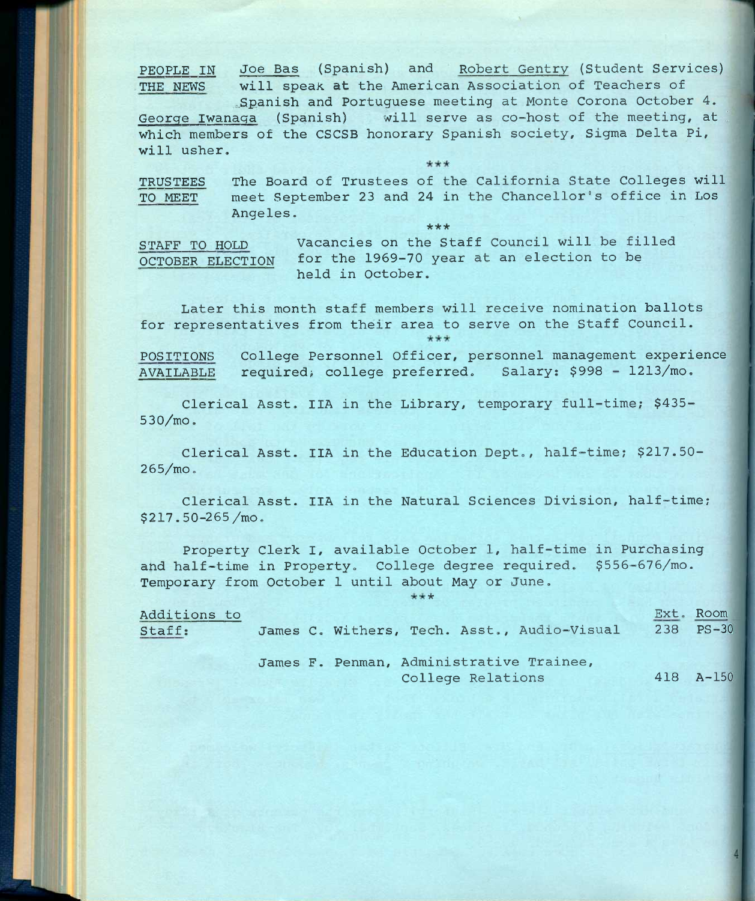**PEOPLE IN THE NEWS** Joe Bas (Spanish) and Robert Gentry (Student Services) will speak at the American Association of Teachers of Spanish and Portuguese meeting at Monte Corona October 4. George Iwanaga (Spanish) will serve as co-host of the meeting, at which members of the CSCSB honorary Spanish society, Sigma Delta Pi, will usher.

\*\*\*

**TRUSTEES TO MEET** The Board of Trustees of the California State Colleges will meet September 23 and 24 in the Chancellor's office in Los Angeles.

\*\*\*

**STAFF TO HOLD OCTOBER ELECTION** Vacancies on the Staff Council will be filled for the 1969-70 year at an election to be held in October.

Later this month staff members will receive nomination ballots for representatives from their area to serve on the Staff Council.

\*\*\*

**POSITIONS AVAILABLE** College Personnel Officer, personnel management experience required; college preferred. Salary: $998 - 1213/mo.

Clerical Asst. IIA in the Library, temporary full-time; $435-530/mo.

Clerical Asst. IIA in the Education Dept., half-time; $217.50-265/mo.

Clerical Asst. IIA in the Natural Sciences Division, half-time; $217.50-265/mo.

Property Clerk I, available October 1, half-time in Purchasing and half-time in Property. College degree required. $556-676/mo. Temporary from October 1 until about May or June.

\*\*\*

| Additions to Staff: | | Ext. | Room |
|---|---|---|---|
| | James C. Withers, Tech. Asst., Audio-Visual | 238 | PS-30 |
| | James F. Penman, Administrative Trainee, College Relations | 418 | A-150 |